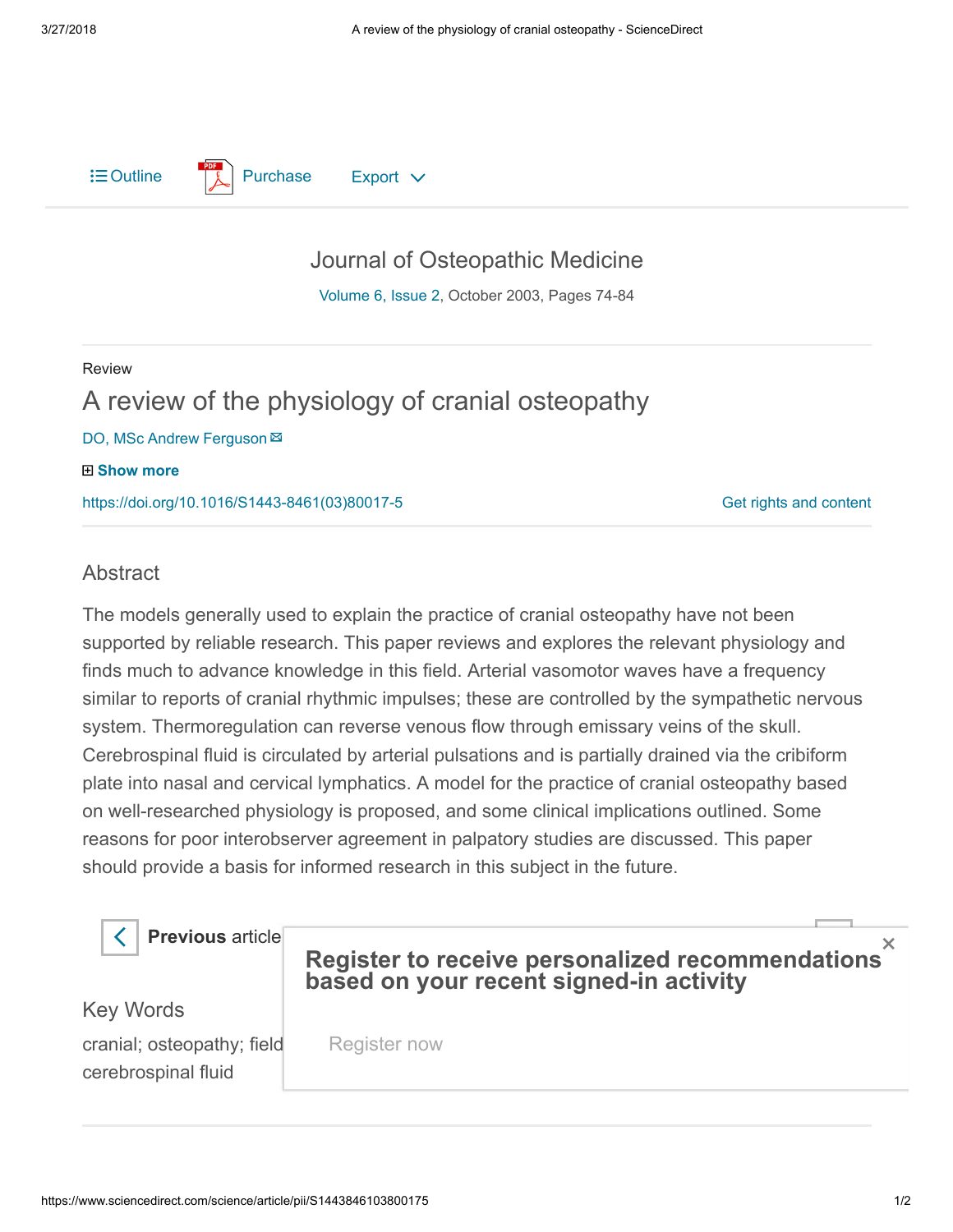Journal of Osteopathic Medicine

Volume 6, Issue 2, October 2003, Pages 74-84

Review

# A review of the physiology of cranial osteopathy

DO, MSc Andrew Ferguson

https://doi.org/10.1016/S1443-8461(03)80017-5

## Abstract

The models generally used to explain the practice of cranial osteopathy have not been supported by reliable research. This paper reviews and explores the relevant physiology and finds much to advance knowledge in this field. Arterial vasomotor waves have a frequency similar to reports of cranial rhythmic impulses; these are controlled by the sympathetic nervous system. Thermoregulation can reverse venous flow through emissary veins of the skull. Cerebrospinal fluid is circulated by arterial pulsations and is partially drained via the cribiform plate into nasal and cervical lymphatics. A model for the practice of cranial osteopathy based on well-researched physiology is proposed, and some clinical implications outlined. Some reasons for poor interobserver agreement in palpatory studies are discussed. This paper should provide a basis for informed research in this subject in the future.

## Key Words

cranial; osteopathy; field... cerebrospinal fluid